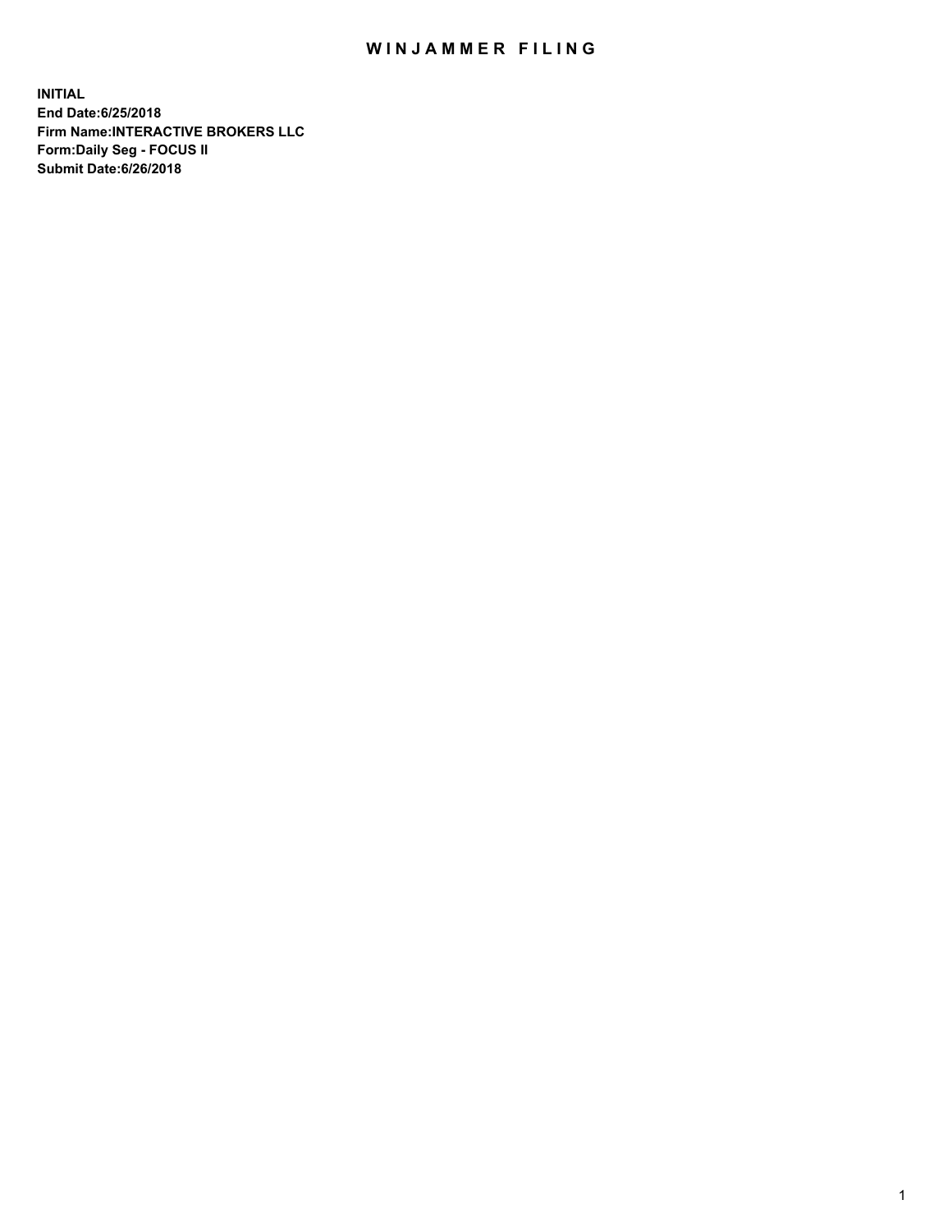# WINJAMMER FILING

**INITIAL**
**End Date:6/25/2018**
**Firm Name:INTERACTIVE BROKERS LLC**
**Form:Daily Seg - FOCUS II**
**Submit Date:6/26/2018**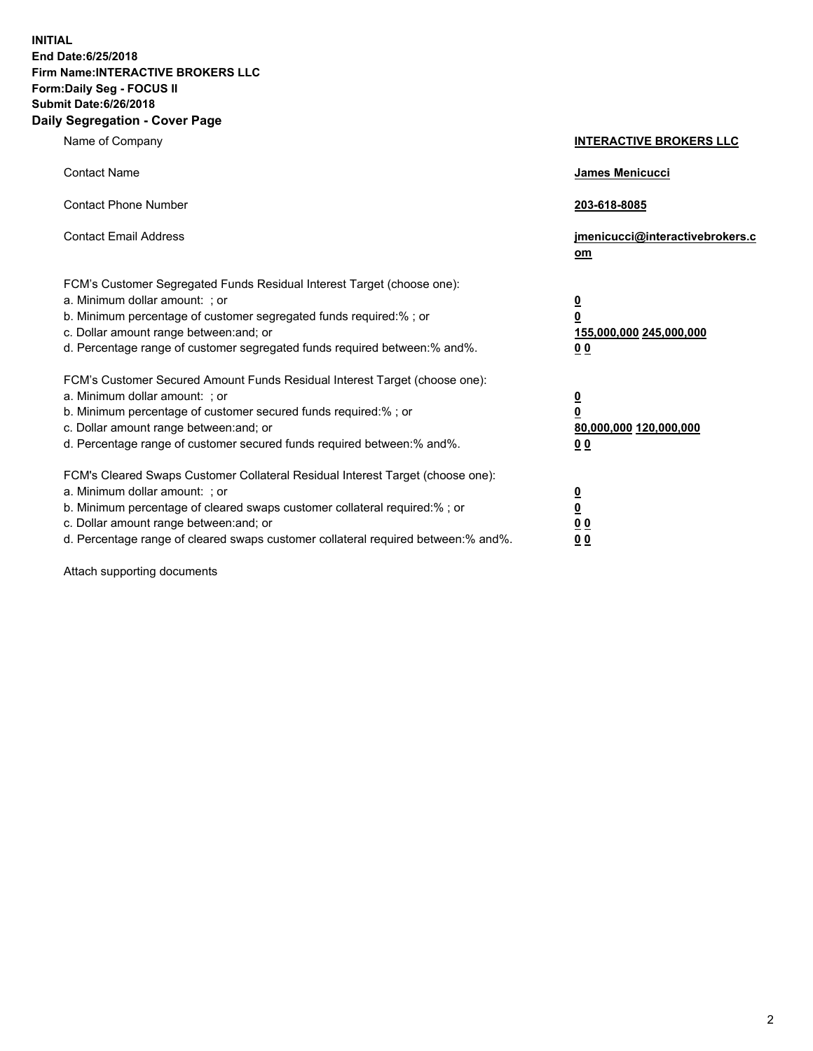**INITIAL**
**End Date:6/25/2018**
**Firm Name:INTERACTIVE BROKERS LLC**
**Form:Daily Seg - FOCUS II**
**Submit Date:6/26/2018**
**Daily Segregation - Cover Page**

| | |
|---|---|
| Name of Company | **INTERACTIVE BROKERS LLC** |
| Contact Name | **James Menicucci** |
| Contact Phone Number | **203-618-8085** |
| Contact Email Address | **jmenicucci@interactivebrokers.com** |

FCM's Customer Segregated Funds Residual Interest Target (choose one):

| | |
|---|---|
| a. Minimum dollar amount: ; or | **0** |
| b. Minimum percentage of customer segregated funds required:% ; or | **0** |
| c. Dollar amount range between:and; or | **155,000,000 245,000,000** |
| d. Percentage range of customer segregated funds required between:% and%. | **0 0** |

FCM's Customer Secured Amount Funds Residual Interest Target (choose one):

| | |
|---|---|
| a. Minimum dollar amount: ; or | **0** |
| b. Minimum percentage of customer secured funds required:% ; or | **0** |
| c. Dollar amount range between:and; or | **80,000,000 120,000,000** |
| d. Percentage range of customer secured funds required between:% and%. | **0 0** |

FCM's Cleared Swaps Customer Collateral Residual Interest Target (choose one):

| | |
|---|---|
| a. Minimum dollar amount: ; or | **0** |
| b. Minimum percentage of cleared swaps customer collateral required:% ; or | **0** |
| c. Dollar amount range between:and; or | **0 0** |
| d. Percentage range of cleared swaps customer collateral required between:% and%. | **0 0** |

Attach supporting documents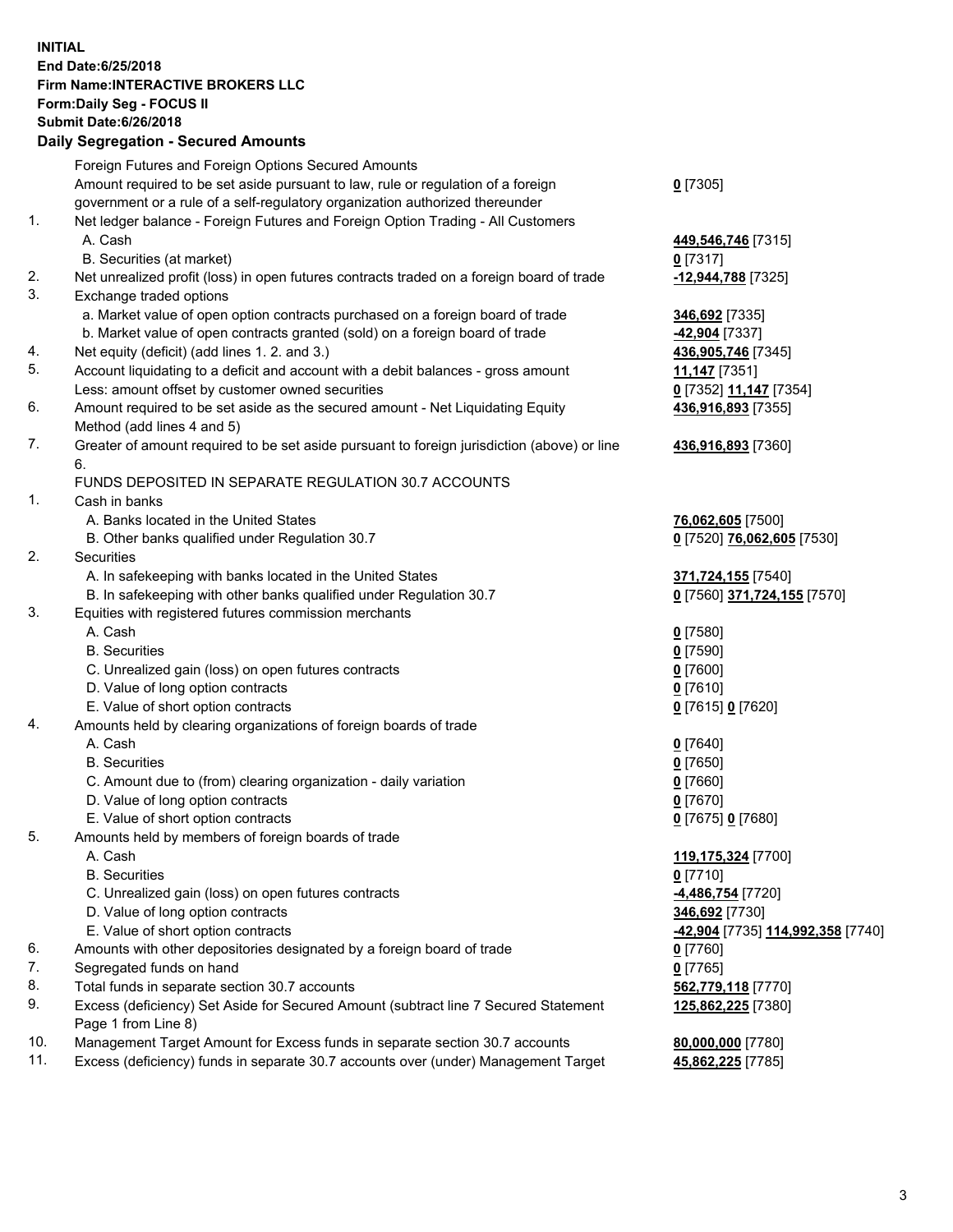**INITIAL**
**End Date:6/25/2018**
**Firm Name:INTERACTIVE BROKERS LLC**
**Form:Daily Seg - FOCUS II**
**Submit Date:6/26/2018**

## Daily Segregation - Secured Amounts

| | | |
|---|---|---|
| | Foreign Futures and Foreign Options Secured Amounts | |
| | Amount required to be set aside pursuant to law, rule or regulation of a foreign government or a rule of a self-regulatory organization authorized thereunder | **0** [7305] |
| 1. | Net ledger balance - Foreign Futures and Foreign Option Trading - All Customers | |
| | A. Cash | **449,546,746** [7315] |
| | B. Securities (at market) | **0** [7317] |
| 2. | Net unrealized profit (loss) in open futures contracts traded on a foreign board of trade | **-12,944,788** [7325] |
| 3. | Exchange traded options | |
| | a. Market value of open option contracts purchased on a foreign board of trade | **346,692** [7335] |
| | b. Market value of open contracts granted (sold) on a foreign board of trade | **-42,904** [7337] |
| 4. | Net equity (deficit) (add lines 1. 2. and 3.) | **436,905,746** [7345] |
| 5. | Account liquidating to a deficit and account with a debit balances - gross amount | **11,147** [7351] |
| | Less: amount offset by customer owned securities | **0** [7352] **11,147** [7354] |
| 6. | Amount required to be set aside as the secured amount - Net Liquidating Equity Method (add lines 4 and 5) | **436,916,893** [7355] |
| 7. | Greater of amount required to be set aside pursuant to foreign jurisdiction (above) or line 6. | **436,916,893** [7360] |
| | FUNDS DEPOSITED IN SEPARATE REGULATION 30.7 ACCOUNTS | |
| 1. | Cash in banks | |
| | A. Banks located in the United States | **76,062,605** [7500] |
| | B. Other banks qualified under Regulation 30.7 | **0** [7520] **76,062,605** [7530] |
| 2. | Securities | |
| | A. In safekeeping with banks located in the United States | **371,724,155** [7540] |
| | B. In safekeeping with other banks qualified under Regulation 30.7 | **0** [7560] **371,724,155** [7570] |
| 3. | Equities with registered futures commission merchants | |
| | A. Cash | **0** [7580] |
| | B. Securities | **0** [7590] |
| | C. Unrealized gain (loss) on open futures contracts | **0** [7600] |
| | D. Value of long option contracts | **0** [7610] |
| | E. Value of short option contracts | **0** [7615] **0** [7620] |
| 4. | Amounts held by clearing organizations of foreign boards of trade | |
| | A. Cash | **0** [7640] |
| | B. Securities | **0** [7650] |
| | C. Amount due to (from) clearing organization - daily variation | **0** [7660] |
| | D. Value of long option contracts | **0** [7670] |
| | E. Value of short option contracts | **0** [7675] **0** [7680] |
| 5. | Amounts held by members of foreign boards of trade | |
| | A. Cash | **119,175,324** [7700] |
| | B. Securities | **0** [7710] |
| | C. Unrealized gain (loss) on open futures contracts | **-4,486,754** [7720] |
| | D. Value of long option contracts | **346,692** [7730] |
| | E. Value of short option contracts | **-42,904** [7735] **114,992,358** [7740] |
| 6. | Amounts with other depositories designated by a foreign board of trade | **0** [7760] |
| 7. | Segregated funds on hand | **0** [7765] |
| 8. | Total funds in separate section 30.7 accounts | **562,779,118** [7770] |
| 9. | Excess (deficiency) Set Aside for Secured Amount (subtract line 7 Secured Statement Page 1 from Line 8) | **125,862,225** [7380] |
| 10. | Management Target Amount for Excess funds in separate section 30.7 accounts | **80,000,000** [7780] |
| 11. | Excess (deficiency) funds in separate 30.7 accounts over (under) Management Target | **45,862,225** [7785] |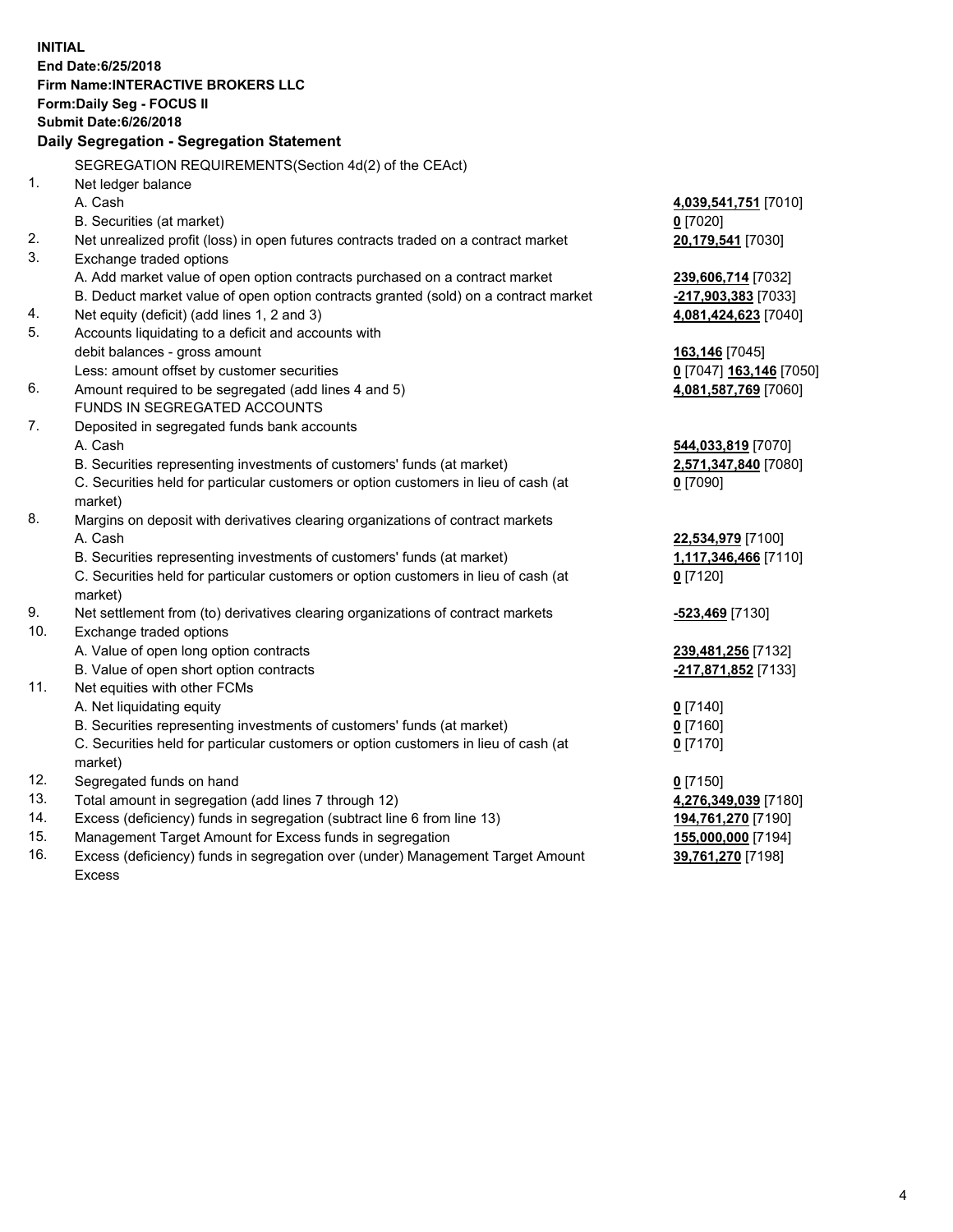**INITIAL**
**End Date:6/25/2018**
**Firm Name:INTERACTIVE BROKERS LLC**
**Form:Daily Seg - FOCUS II**
**Submit Date:6/26/2018**

## Daily Segregation - Segregation Statement

SEGREGATION REQUIREMENTS(Section 4d(2) of the CEAct)

| | | |
|---|---|---|
| 1. | Net ledger balance | |
| | A. Cash | **4,039,541,751** [7010] |
| | B. Securities (at market) | **0** [7020] |
| 2. | Net unrealized profit (loss) in open futures contracts traded on a contract market | **20,179,541** [7030] |
| 3. | Exchange traded options | |
| | A. Add market value of open option contracts purchased on a contract market | **239,606,714** [7032] |
| | B. Deduct market value of open option contracts granted (sold) on a contract market | **-217,903,383** [7033] |
| 4. | Net equity (deficit) (add lines 1, 2 and 3) | **4,081,424,623** [7040] |
| 5. | Accounts liquidating to a deficit and accounts with | |
| | debit balances - gross amount | **163,146** [7045] |
| | Less: amount offset by customer securities | **0** [7047] **163,146** [7050] |
| 6. | Amount required to be segregated (add lines 4 and 5) | **4,081,587,769** [7060] |
| | FUNDS IN SEGREGATED ACCOUNTS | |
| 7. | Deposited in segregated funds bank accounts | |
| | A. Cash | **544,033,819** [7070] |
| | B. Securities representing investments of customers' funds (at market) | **2,571,347,840** [7080] |
| | C. Securities held for particular customers or option customers in lieu of cash (at market) | **0** [7090] |
| 8. | Margins on deposit with derivatives clearing organizations of contract markets | |
| | A. Cash | **22,534,979** [7100] |
| | B. Securities representing investments of customers' funds (at market) | **1,117,346,466** [7110] |
| | C. Securities held for particular customers or option customers in lieu of cash (at market) | **0** [7120] |
| 9. | Net settlement from (to) derivatives clearing organizations of contract markets | **-523,469** [7130] |
| 10. | Exchange traded options | |
| | A. Value of open long option contracts | **239,481,256** [7132] |
| | B. Value of open short option contracts | **-217,871,852** [7133] |
| 11. | Net equities with other FCMs | |
| | A. Net liquidating equity | **0** [7140] |
| | B. Securities representing investments of customers' funds (at market) | **0** [7160] |
| | C. Securities held for particular customers or option customers in lieu of cash (at market) | **0** [7170] |
| 12. | Segregated funds on hand | **0** [7150] |
| 13. | Total amount in segregation (add lines 7 through 12) | **4,276,349,039** [7180] |
| 14. | Excess (deficiency) funds in segregation (subtract line 6 from line 13) | **194,761,270** [7190] |
| 15. | Management Target Amount for Excess funds in segregation | **155,000,000** [7194] |
| 16. | Excess (deficiency) funds in segregation over (under) Management Target Amount Excess | **39,761,270** [7198] |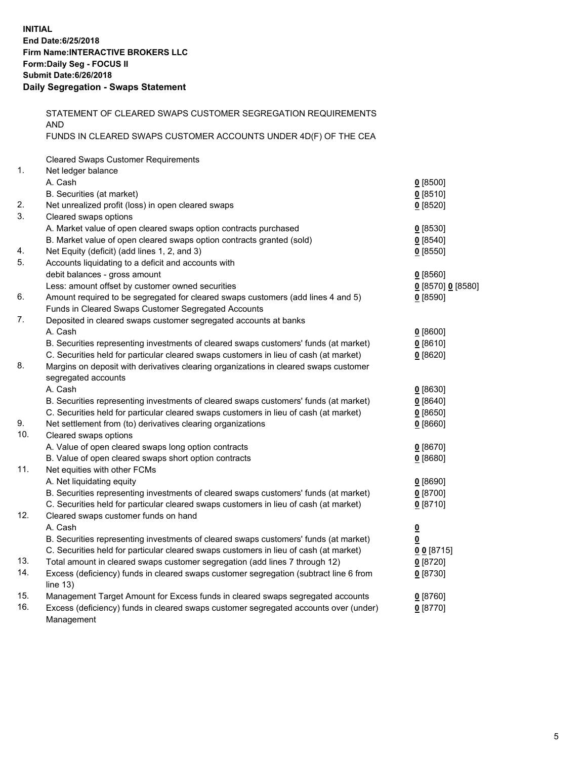**INITIAL**
**End Date:6/25/2018**
**Firm Name:INTERACTIVE BROKERS LLC**
**Form:Daily Seg - FOCUS II**
**Submit Date:6/26/2018**
**Daily Segregation - Swaps Statement**

STATEMENT OF CLEARED SWAPS CUSTOMER SEGREGATION REQUIREMENTS
AND
FUNDS IN CLEARED SWAPS CUSTOMER ACCOUNTS UNDER 4D(F) OF THE CEA

| | | |
|---|---|---|
| | Cleared Swaps Customer Requirements | |
| 1. | Net ledger balance | |
| | A. Cash | 0 [8500] |
| | B. Securities (at market) | 0 [8510] |
| 2. | Net unrealized profit (loss) in open cleared swaps | 0 [8520] |
| 3. | Cleared swaps options | |
| | A. Market value of open cleared swaps option contracts purchased | 0 [8530] |
| | B. Market value of open cleared swaps option contracts granted (sold) | 0 [8540] |
| 4. | Net Equity (deficit) (add lines 1, 2, and 3) | 0 [8550] |
| 5. | Accounts liquidating to a deficit and accounts with | |
| | debit balances - gross amount | 0 [8560] |
| | Less: amount offset by customer owned securities | 0 [8570] 0 [8580] |
| 6. | Amount required to be segregated for cleared swaps customers (add lines 4 and 5) | 0 [8590] |
| | Funds in Cleared Swaps Customer Segregated Accounts | |
| 7. | Deposited in cleared swaps customer segregated accounts at banks | |
| | A. Cash | 0 [8600] |
| | B. Securities representing investments of cleared swaps customers' funds (at market) | 0 [8610] |
| | C. Securities held for particular cleared swaps customers in lieu of cash (at market) | 0 [8620] |
| 8. | Margins on deposit with derivatives clearing organizations in cleared swaps customer segregated accounts | |
| | A. Cash | 0 [8630] |
| | B. Securities representing investments of cleared swaps customers' funds (at market) | 0 [8640] |
| | C. Securities held for particular cleared swaps customers in lieu of cash (at market) | 0 [8650] |
| 9. | Net settlement from (to) derivatives clearing organizations | 0 [8660] |
| 10. | Cleared swaps options | |
| | A. Value of open cleared swaps long option contracts | 0 [8670] |
| | B. Value of open cleared swaps short option contracts | 0 [8680] |
| 11. | Net equities with other FCMs | |
| | A. Net liquidating equity | 0 [8690] |
| | B. Securities representing investments of cleared swaps customers' funds (at market) | 0 [8700] |
| | C. Securities held for particular cleared swaps customers in lieu of cash (at market) | 0 [8710] |
| 12. | Cleared swaps customer funds on hand | |
| | A. Cash | 0 |
| | B. Securities representing investments of cleared swaps customers' funds (at market) | 0 |
| | C. Securities held for particular cleared swaps customers in lieu of cash (at market) | 0 0 [8715] |
| 13. | Total amount in cleared swaps customer segregation (add lines 7 through 12) | 0 [8720] |
| 14. | Excess (deficiency) funds in cleared swaps customer segregation (subtract line 6 from line 13) | 0 [8730] |
| 15. | Management Target Amount for Excess funds in cleared swaps segregated accounts | 0 [8760] |
| 16. | Excess (deficiency) funds in cleared swaps customer segregated accounts over (under) Management | 0 [8770] |